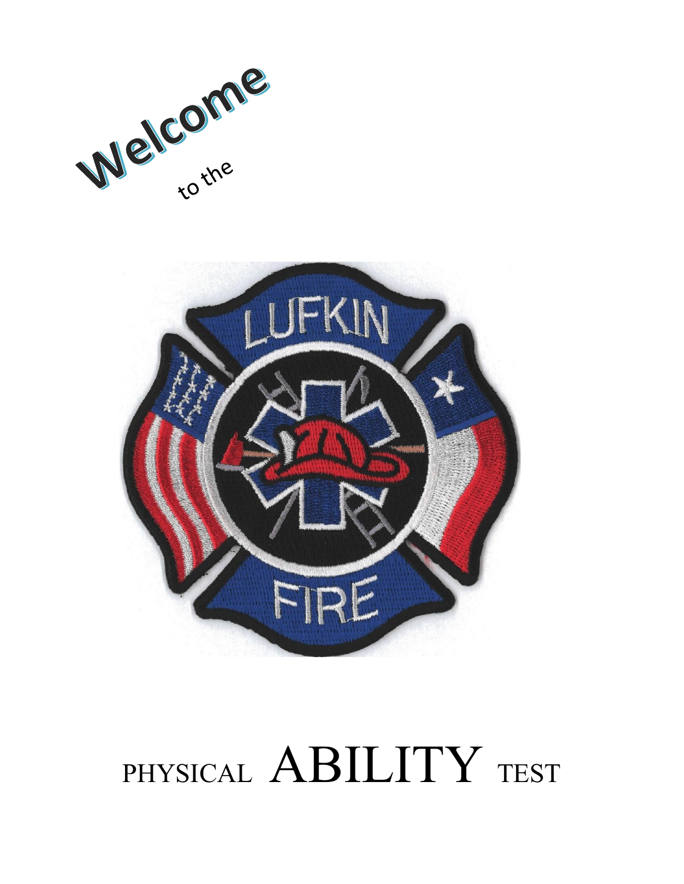Welcome

to the

# PHYSICAL ABILITY TEST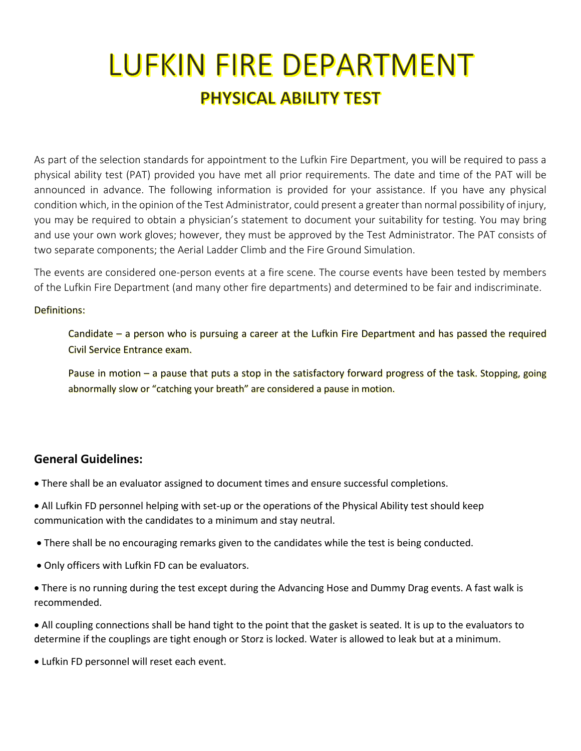# LUFKIN FIRE DEPARTMENT

## PHYSICAL ABILITY TEST

As part of the selection standards for appointment to the Lufkin Fire Department, you will be required to pass a physical ability test (PAT) provided you have met all prior requirements. The date and time of the PAT will be announced in advance. The following information is provided for your assistance. If you have any physical condition which, in the opinion of the Test Administrator, could present a greater than normal possibility of injury, you may be required to obtain a physician's statement to document your suitability for testing. You may bring and use your own work gloves; however, they must be approved by the Test Administrator. The PAT consists of two separate components; the Aerial Ladder Climb and the Fire Ground Simulation.

The events are considered one-person events at a fire scene. The course events have been tested by members of the Lufkin Fire Department (and many other fire departments) and determined to be fair and indiscriminate.

Definitions:

> Candidate – a person who is pursuing a career at the Lufkin Fire Department and has passed the required Civil Service Entrance exam.
>
> Pause in motion – a pause that puts a stop in the satisfactory forward progress of the task. Stopping, going abnormally slow or "catching your breath" are considered a pause in motion.

### General Guidelines:

- There shall be an evaluator assigned to document times and ensure successful completions.
- All Lufkin FD personnel helping with set-up or the operations of the Physical Ability test should keep communication with the candidates to a minimum and stay neutral.
- There shall be no encouraging remarks given to the candidates while the test is being conducted.
- Only officers with Lufkin FD can be evaluators.
- There is no running during the test except during the Advancing Hose and Dummy Drag events. A fast walk is recommended.
- All coupling connections shall be hand tight to the point that the gasket is seated. It is up to the evaluators to determine if the couplings are tight enough or Storz is locked. Water is allowed to leak but at a minimum.
- Lufkin FD personnel will reset each event.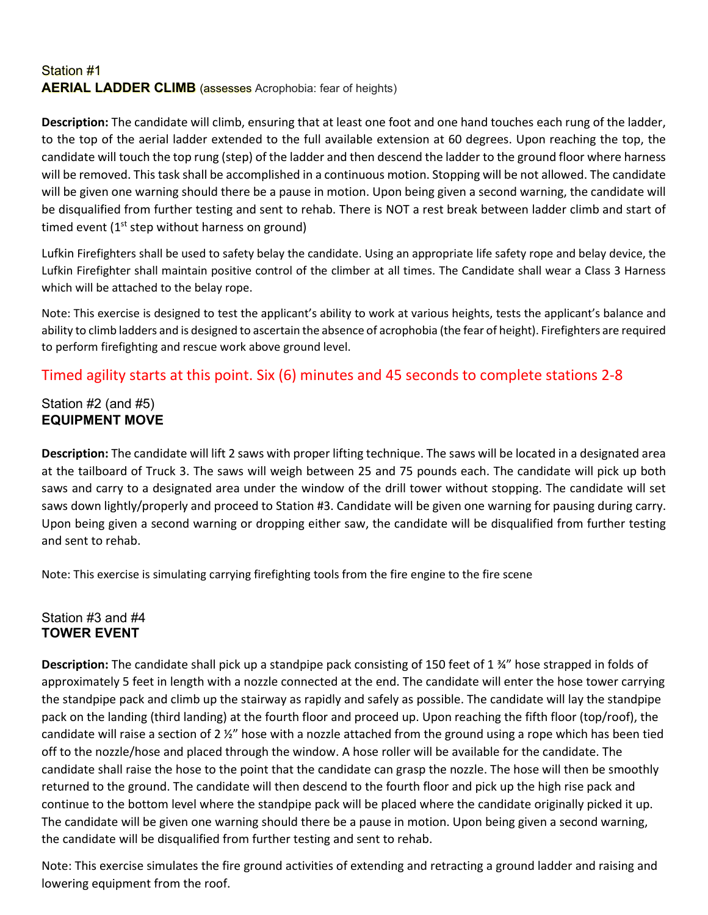Station #1

**AERIAL LADDER CLIMB** (assesses Acrophobia: fear of heights)

**Description:** The candidate will climb, ensuring that at least one foot and one hand touches each rung of the ladder, to the top of the aerial ladder extended to the full available extension at 60 degrees. Upon reaching the top, the candidate will touch the top rung (step) of the ladder and then descend the ladder to the ground floor where harness will be removed. This task shall be accomplished in a continuous motion. Stopping will be not allowed. The candidate will be given one warning should there be a pause in motion. Upon being given a second warning, the candidate will be disqualified from further testing and sent to rehab. There is NOT a rest break between ladder climb and start of timed event (1st step without harness on ground)

Lufkin Firefighters shall be used to safety belay the candidate. Using an appropriate life safety rope and belay device, the Lufkin Firefighter shall maintain positive control of the climber at all times. The Candidate shall wear a Class 3 Harness which will be attached to the belay rope.

Note: This exercise is designed to test the applicant's ability to work at various heights, tests the applicant's balance and ability to climb ladders and is designed to ascertain the absence of acrophobia (the fear of height). Firefighters are required to perform firefighting and rescue work above ground level.

Timed agility starts at this point. Six (6) minutes and 45 seconds to complete stations 2-8

Station #2 (and #5)

**EQUIPMENT MOVE**

**Description:** The candidate will lift 2 saws with proper lifting technique. The saws will be located in a designated area at the tailboard of Truck 3. The saws will weigh between 25 and 75 pounds each. The candidate will pick up both saws and carry to a designated area under the window of the drill tower without stopping. The candidate will set saws down lightly/properly and proceed to Station #3. Candidate will be given one warning for pausing during carry. Upon being given a second warning or dropping either saw, the candidate will be disqualified from further testing and sent to rehab.

Note: This exercise is simulating carrying firefighting tools from the fire engine to the fire scene

Station #3 and #4

**TOWER EVENT**

**Description:** The candidate shall pick up a standpipe pack consisting of 150 feet of 1 ¾" hose strapped in folds of approximately 5 feet in length with a nozzle connected at the end. The candidate will enter the hose tower carrying the standpipe pack and climb up the stairway as rapidly and safely as possible. The candidate will lay the standpipe pack on the landing (third landing) at the fourth floor and proceed up. Upon reaching the fifth floor (top/roof), the candidate will raise a section of 2 ½" hose with a nozzle attached from the ground using a rope which has been tied off to the nozzle/hose and placed through the window. A hose roller will be available for the candidate. The candidate shall raise the hose to the point that the candidate can grasp the nozzle. The hose will then be smoothly returned to the ground. The candidate will then descend to the fourth floor and pick up the high rise pack and continue to the bottom level where the standpipe pack will be placed where the candidate originally picked it up. The candidate will be given one warning should there be a pause in motion. Upon being given a second warning, the candidate will be disqualified from further testing and sent to rehab.

Note: This exercise simulates the fire ground activities of extending and retracting a ground ladder and raising and lowering equipment from the roof.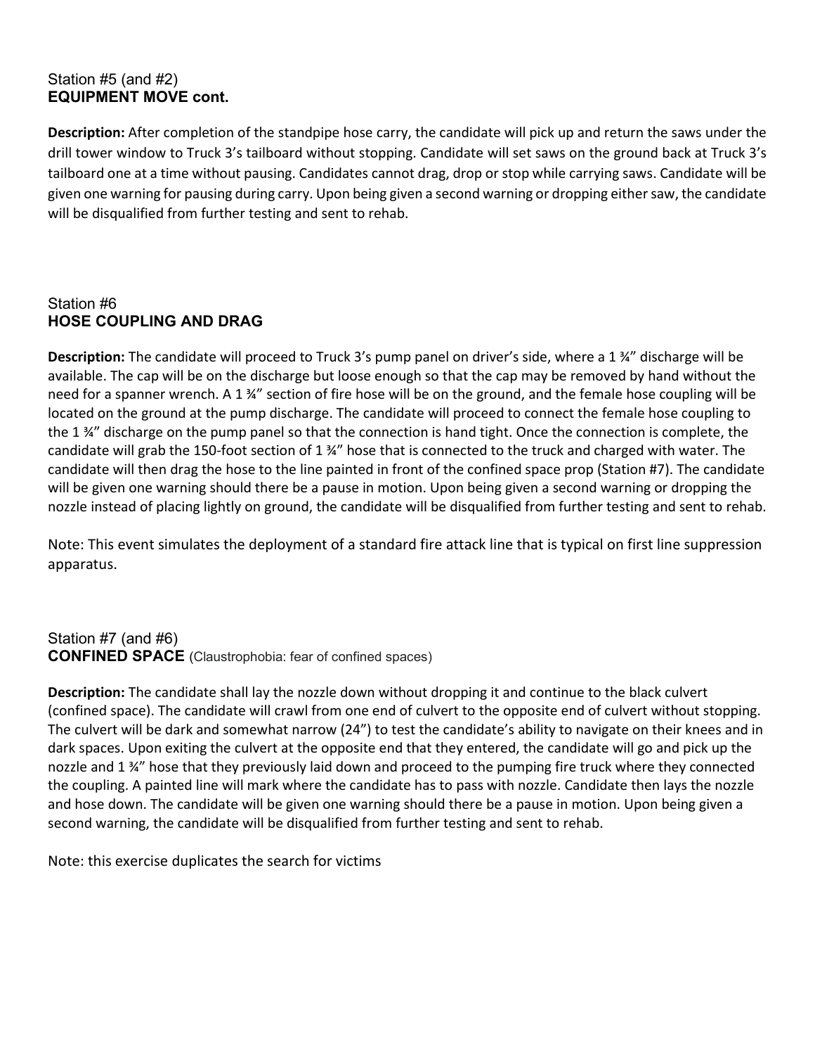Station #5 (and #2)
**EQUIPMENT MOVE cont.**

**Description:** After completion of the standpipe hose carry, the candidate will pick up and return the saws under the drill tower window to Truck 3's tailboard without stopping. Candidate will set saws on the ground back at Truck 3's tailboard one at a time without pausing. Candidates cannot drag, drop or stop while carrying saws. Candidate will be given one warning for pausing during carry. Upon being given a second warning or dropping either saw, the candidate will be disqualified from further testing and sent to rehab.

Station #6
**HOSE COUPLING AND DRAG**

**Description:** The candidate will proceed to Truck 3's pump panel on driver's side, where a 1 ¾" discharge will be available. The cap will be on the discharge but loose enough so that the cap may be removed by hand without the need for a spanner wrench. A 1 ¾" section of fire hose will be on the ground, and the female hose coupling will be located on the ground at the pump discharge. The candidate will proceed to connect the female hose coupling to the 1 ¾" discharge on the pump panel so that the connection is hand tight. Once the connection is complete, the candidate will grab the 150-foot section of 1 ¾" hose that is connected to the truck and charged with water. The candidate will then drag the hose to the line painted in front of the confined space prop (Station #7). The candidate will be given one warning should there be a pause in motion. Upon being given a second warning or dropping the nozzle instead of placing lightly on ground, the candidate will be disqualified from further testing and sent to rehab.

Note: This event simulates the deployment of a standard fire attack line that is typical on first line suppression apparatus.

Station #7 (and #6)
**CONFINED SPACE** (Claustrophobia: fear of confined spaces)

**Description:** The candidate shall lay the nozzle down without dropping it and continue to the black culvert (confined space). The candidate will crawl from one end of culvert to the opposite end of culvert without stopping. The culvert will be dark and somewhat narrow (24") to test the candidate's ability to navigate on their knees and in dark spaces. Upon exiting the culvert at the opposite end that they entered, the candidate will go and pick up the nozzle and 1 ¾" hose that they previously laid down and proceed to the pumping fire truck where they connected the coupling. A painted line will mark where the candidate has to pass with nozzle. Candidate then lays the nozzle and hose down. The candidate will be given one warning should there be a pause in motion. Upon being given a second warning, the candidate will be disqualified from further testing and sent to rehab.

Note: this exercise duplicates the search for victims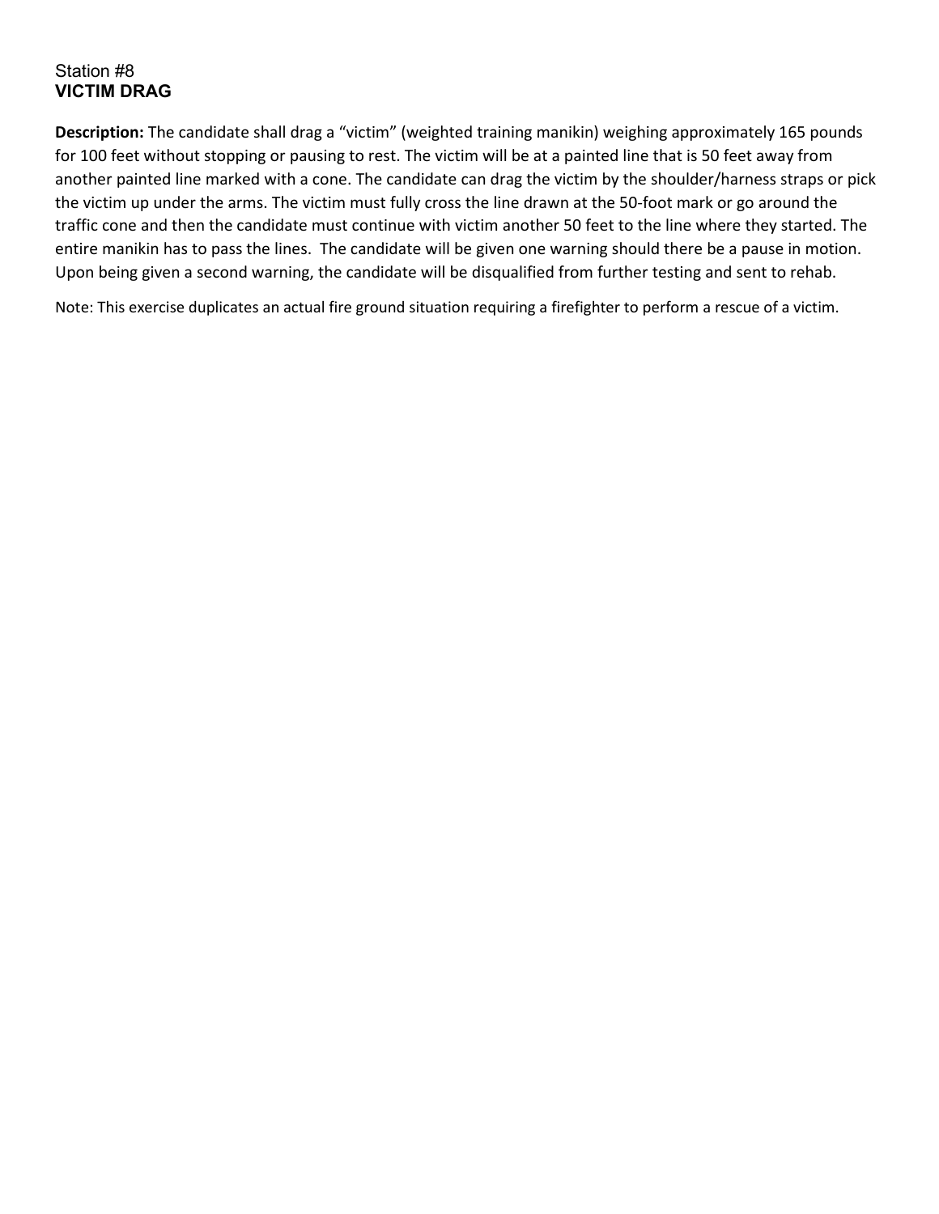Station #8
**VICTIM DRAG**

**Description:** The candidate shall drag a “victim” (weighted training manikin) weighing approximately 165 pounds for 100 feet without stopping or pausing to rest. The victim will be at a painted line that is 50 feet away from another painted line marked with a cone. The candidate can drag the victim by the shoulder/harness straps or pick the victim up under the arms. The victim must fully cross the line drawn at the 50-foot mark or go around the traffic cone and then the candidate must continue with victim another 50 feet to the line where they started. The entire manikin has to pass the lines. The candidate will be given one warning should there be a pause in motion. Upon being given a second warning, the candidate will be disqualified from further testing and sent to rehab.

Note: This exercise duplicates an actual fire ground situation requiring a firefighter to perform a rescue of a victim.